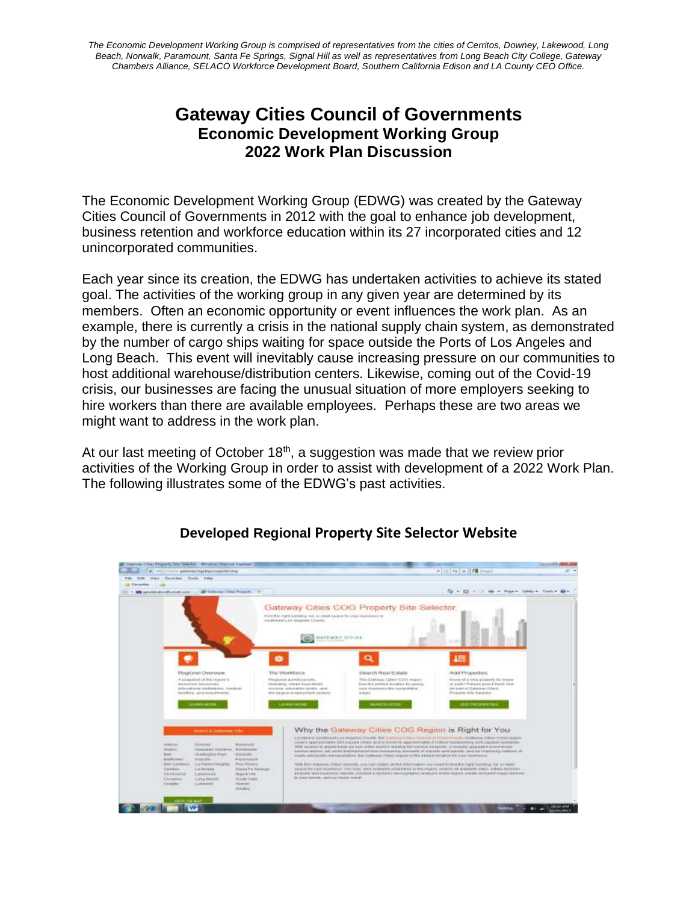*The Economic Development Working Group is comprised of representatives from the cities of Cerritos, Downey, Lakewood, Long Beach, Norwalk, Paramount, Santa Fe Springs, Signal Hill as well as representatives from Long Beach City College, Gateway Chambers Alliance, SELACO Workforce Development Board, Southern California Edison and LA County CEO Office.*

# Gateway Cities Council of Governments
## Economic Development Working Group
## 2022 Work Plan Discussion

The Economic Development Working Group (EDWG) was created by the Gateway Cities Council of Governments in 2012 with the goal to enhance job development, business retention and workforce education within its 27 incorporated cities and 12 unincorporated communities.

Each year since its creation, the EDWG has undertaken activities to achieve its stated goal. The activities of the working group in any given year are determined by its members. Often an economic opportunity or event influences the work plan. As an example, there is currently a crisis in the national supply chain system, as demonstrated by the number of cargo ships waiting for space outside the Ports of Los Angeles and Long Beach. This event will inevitably cause increasing pressure on our communities to host additional warehouse/distribution centers. Likewise, coming out of the Covid-19 crisis, our businesses are facing the unusual situation of more employers seeking to hire workers than there are available employees. Perhaps these are two areas we might want to address in the work plan.

At our last meeting of October 18th, a suggestion was made that we review prior activities of the Working Group in order to assist with development of a 2022 Work Plan. The following illustrates some of the EDWG's past activities.

### Developed Regional Property Site Selector Website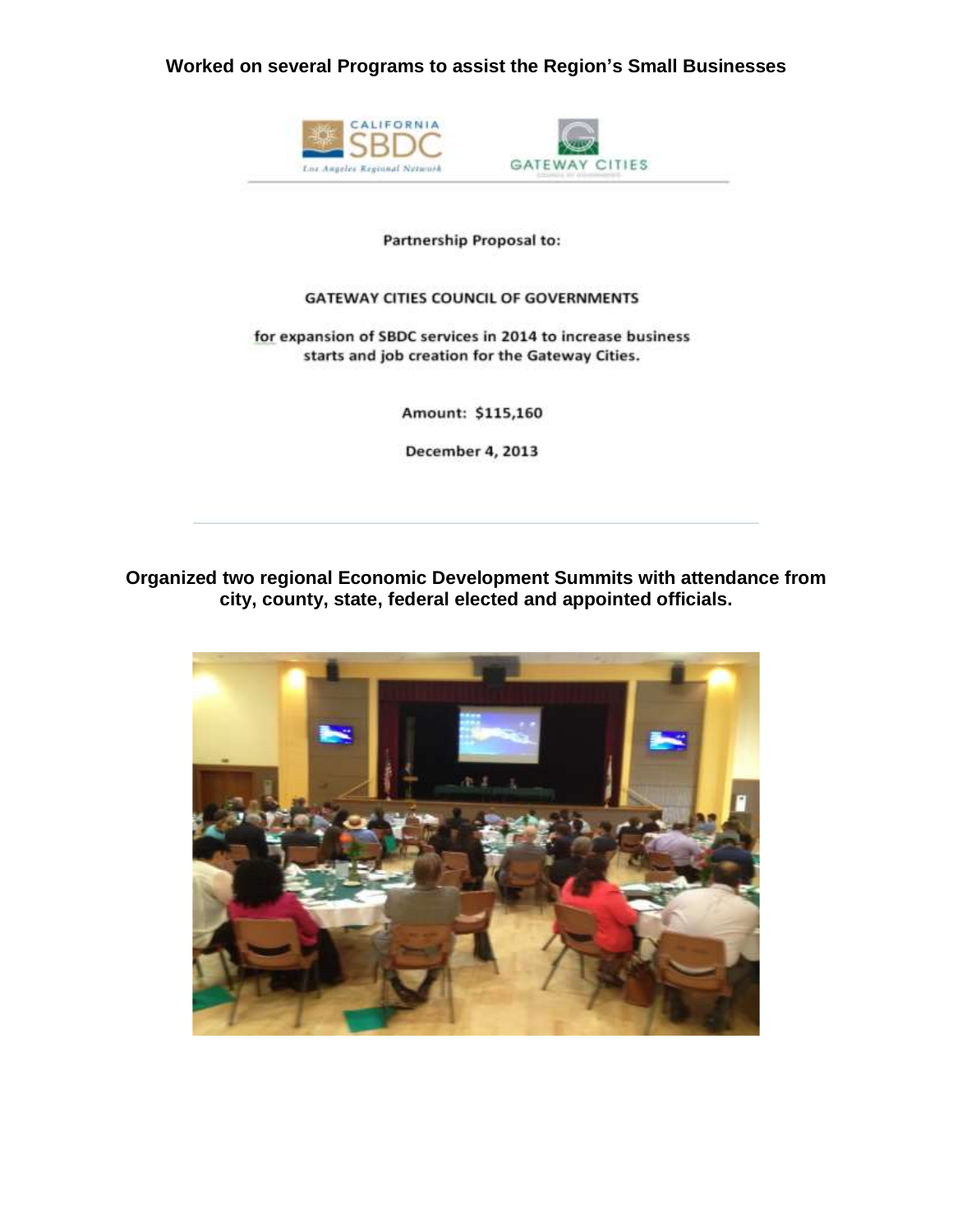**Worked on several Programs to assist the Region's Small Businesses**

CALIFORNIA SBDC
Los Angeles Regional Network

GATEWAY CITIES

Partnership Proposal to:

GATEWAY CITIES COUNCIL OF GOVERNMENTS

for expansion of SBDC services in 2014 to increase business starts and job creation for the Gateway Cities.

Amount: $115,160

December 4, 2013

---

**Organized two regional Economic Development Summits with attendance from city, county, state, federal elected and appointed officials.**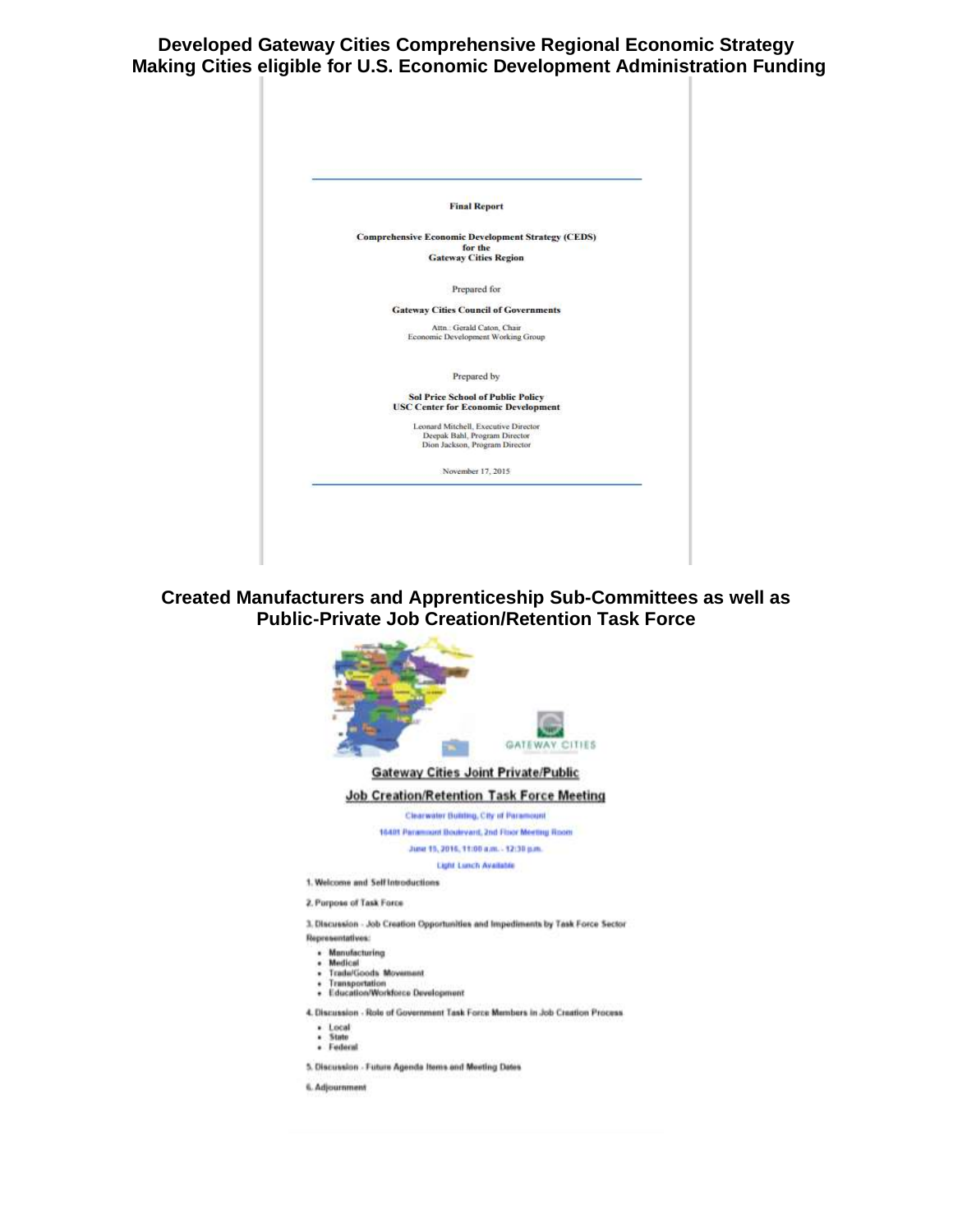**Developed Gateway Cities Comprehensive Regional Economic Strategy Making Cities eligible for U.S. Economic Development Administration Funding**

**Final Report**

**Comprehensive Economic Development Strategy (CEDS)**
**for the**
**Gateway Cities Region**

Prepared for

**Gateway Cities Council of Governments**

Attn.: Gerald Caton, Chair
Economic Development Working Group

Prepared by

**Sol Price School of Public Policy**
**USC Center for Economic Development**

Leonard Mitchell, Executive Director
Deepak Bahl, Program Director
Dion Jackson, Program Director

November 17, 2015

**Created Manufacturers and Apprenticeship Sub-Committees as well as Public-Private Job Creation/Retention Task Force**

GATEWAY CITIES

**Gateway Cities Joint Private/Public**

**Job Creation/Retention Task Force Meeting**

Clearwater Building, City of Paramount

16401 Paramount Boulevard, 2nd Floor Meeting Room

June 15, 2016, 11:00 a.m. - 12:30 p.m.

Light Lunch Available

1. Welcome and Self Introductions

2. Purpose of Task Force

3. Discussion - Job Creation Opportunities and Impediments by Task Force Sector Representatives:

   - Manufacturing
   - Medical
   - Trade/Goods Movement
   - Transportation
   - Education/Workforce Development

4. Discussion - Role of Government Task Force Members in Job Creation Process

   - Local
   - State
   - Federal

5. Discussion - Future Agenda Items and Meeting Dates

6. Adjournment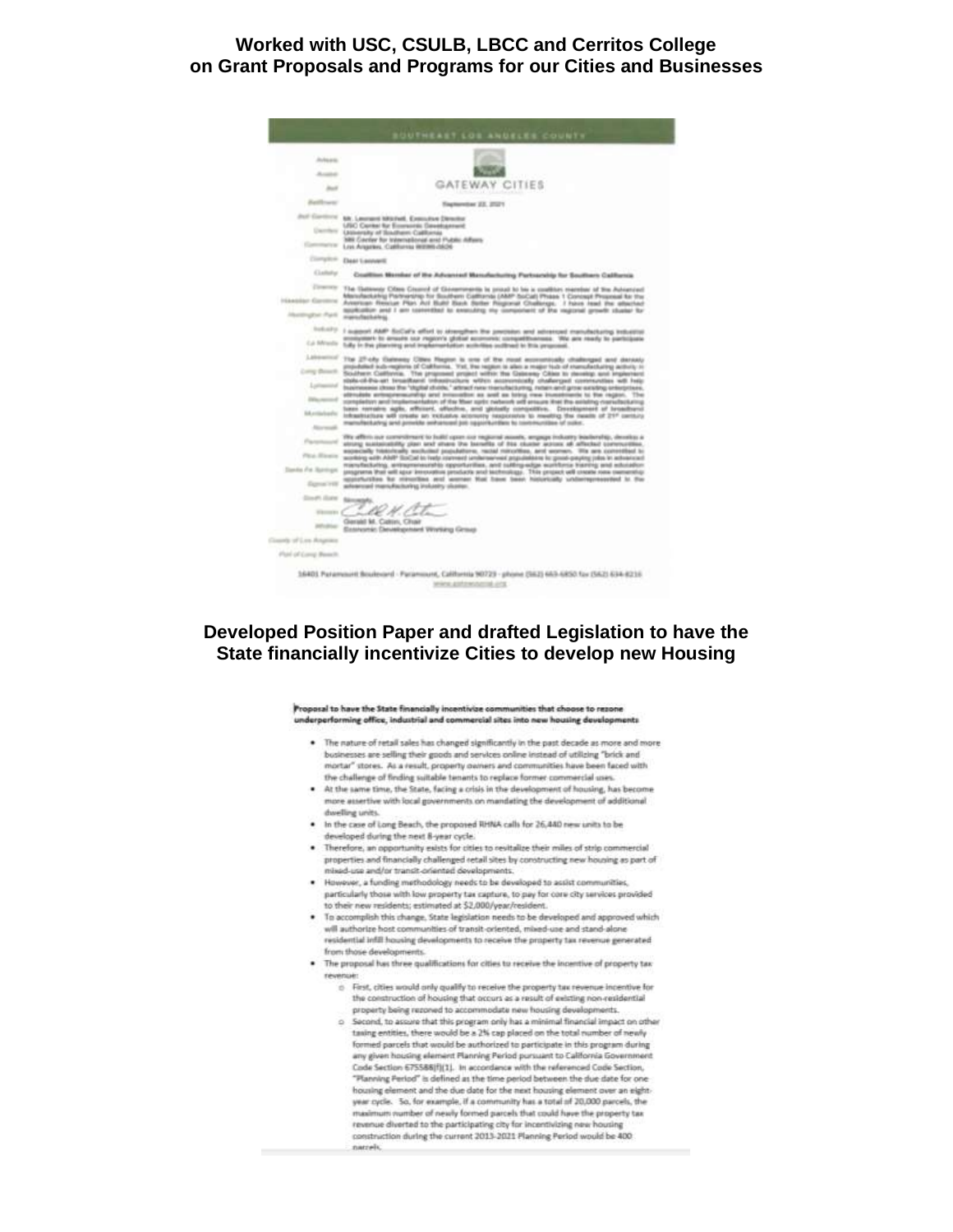**Worked with USC, CSULB, LBCC and Cerritos College on Grant Proposals and Programs for our Cities and Businesses**

**Developed Position Paper and drafted Legislation to have the State financially incentivize Cities to develop new Housing**

**Proposal to have the State financially incentivize communities that choose to rezone underperforming office, industrial and commercial sites into new housing developments**

- The nature of retail sales has changed significantly in the past decade as more and more businesses are selling their goods and services online instead of utilizing "brick and mortar" stores. As a result, property owners and communities have been faced with the challenge of finding suitable tenants to replace former commercial uses.
- At the same time, the State, facing a crisis in the development of housing, has become more assertive with local governments on mandating the development of additional dwelling units.
- In the case of Long Beach, the proposed RHNA calls for 26,440 new units to be developed during the next 8-year cycle.
- Therefore, an opportunity exists for cities to revitalize their miles of strip commercial properties and financially challenged retail sites by constructing new housing as part of mixed-use and/or transit-oriented developments.
- However, a funding methodology needs to be developed to assist communities, particularly those with low property tax capture, to pay for core city services provided to their new residents; estimated at $2,000/year/resident.
- To accomplish this change, State legislation needs to be developed and approved which will authorize host communities of transit-oriented, mixed-use and stand-alone residential infill housing developments to receive the property tax revenue generated from those developments.
- The proposal has three qualifications for cities to receive the incentive of property tax revenue:
  - First, cities would only qualify to receive the property tax revenue incentive for the construction of housing that occurs as a result of existing non-residential property being rezoned to accommodate new housing developments.
  - Second, to assure that this program only has a minimal financial impact on other taxing entities, there would be a 2% cap placed on the total number of newly formed parcels that would be authorized to participate in this program during any given housing element Planning Period pursuant to California Government Code Section 65588(f)(1). In accordance with the referenced Code Section, "Planning Period" is defined as the time period between the due date for one housing element and the due date for the next housing element over an eight-year cycle. So, for example, if a community has a total of 20,000 parcels, the maximum number of newly formed parcels that could have the property tax revenue diverted to the participating city for incentivizing new housing construction during the current 2013-2021 Planning Period would be 400 parcels.